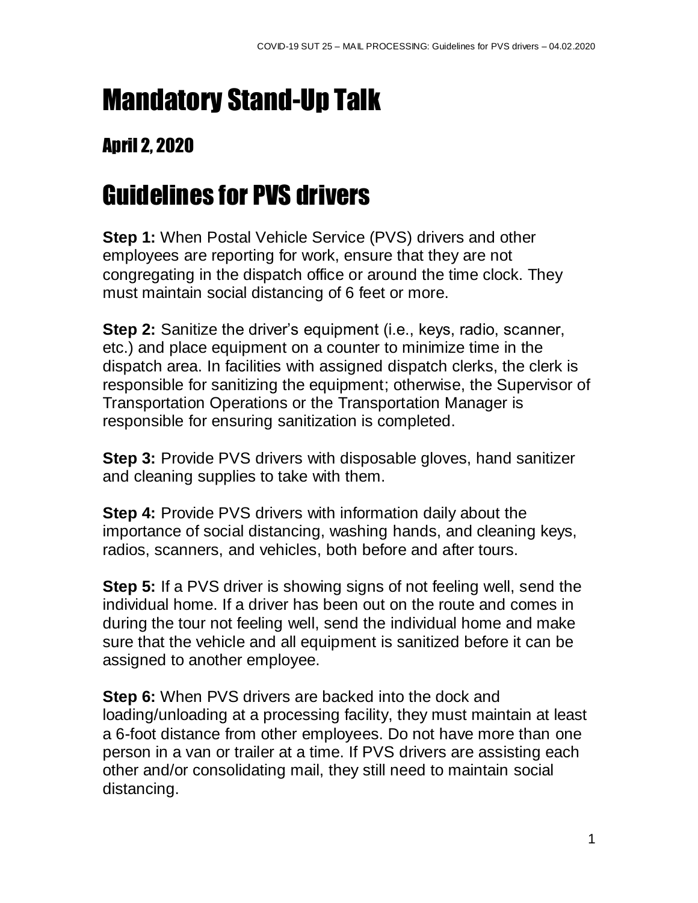# Mandatory Stand-Up Talk

## April 2, 2020

# Guidelines for PVS drivers

**Step 1:** When Postal Vehicle Service (PVS) drivers and other employees are reporting for work, ensure that they are not congregating in the dispatch office or around the time clock. They must maintain social distancing of 6 feet or more.

**Step 2:** Sanitize the driver's equipment (i.e., keys, radio, scanner, etc.) and place equipment on a counter to minimize time in the dispatch area. In facilities with assigned dispatch clerks, the clerk is responsible for sanitizing the equipment; otherwise, the Supervisor of Transportation Operations or the Transportation Manager is responsible for ensuring sanitization is completed.

**Step 3:** Provide PVS drivers with disposable gloves, hand sanitizer and cleaning supplies to take with them.

**Step 4:** Provide PVS drivers with information daily about the importance of social distancing, washing hands, and cleaning keys, radios, scanners, and vehicles, both before and after tours.

**Step 5:** If a PVS driver is showing signs of not feeling well, send the individual home. If a driver has been out on the route and comes in during the tour not feeling well, send the individual home and make sure that the vehicle and all equipment is sanitized before it can be assigned to another employee.

**Step 6:** When PVS drivers are backed into the dock and loading/unloading at a processing facility, they must maintain at least a 6-foot distance from other employees. Do not have more than one person in a van or trailer at a time. If PVS drivers are assisting each other and/or consolidating mail, they still need to maintain social distancing.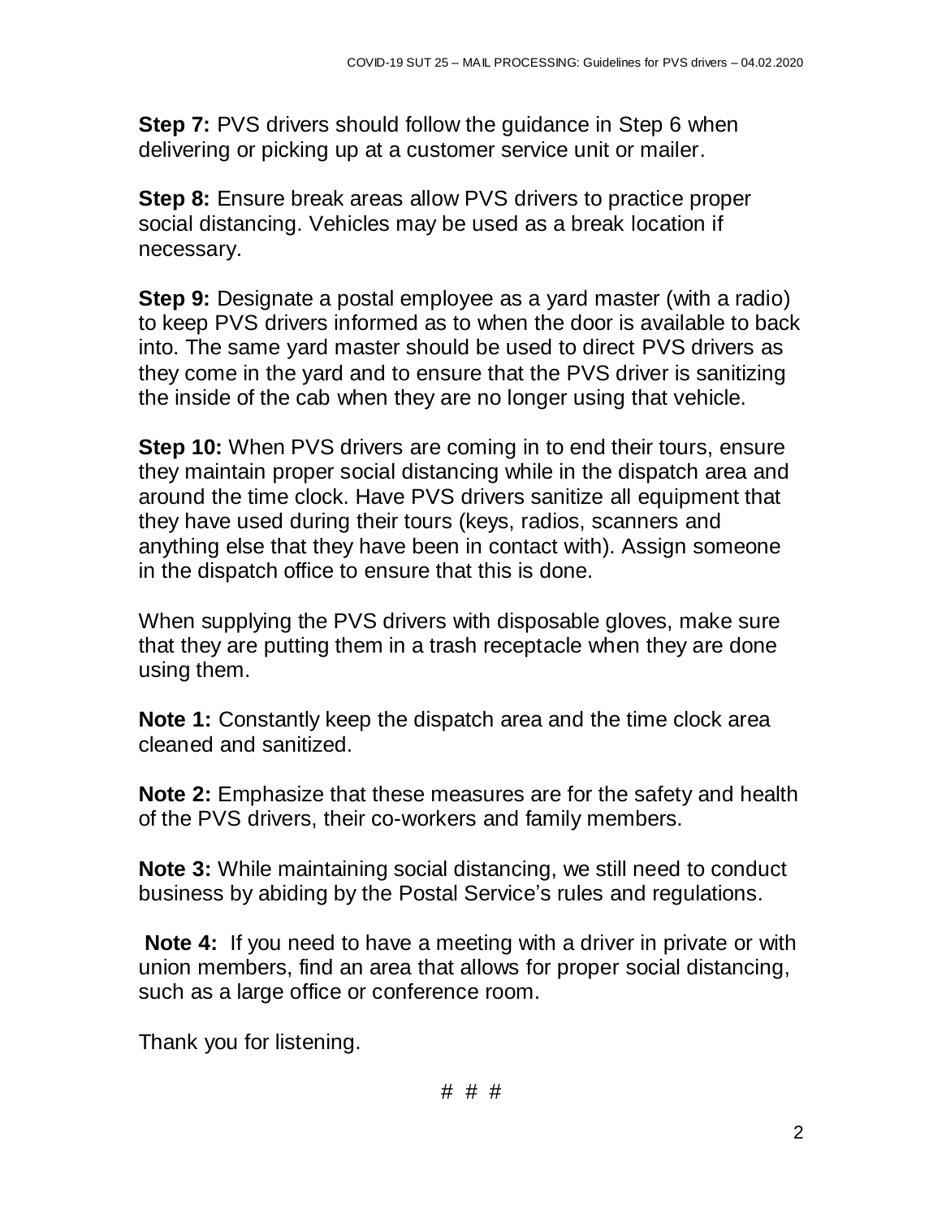**Step 7:** PVS drivers should follow the guidance in Step 6 when delivering or picking up at a customer service unit or mailer.

**Step 8:** Ensure break areas allow PVS drivers to practice proper social distancing. Vehicles may be used as a break location if necessary.

**Step 9:** Designate a postal employee as a yard master (with a radio) to keep PVS drivers informed as to when the door is available to back into. The same yard master should be used to direct PVS drivers as they come in the yard and to ensure that the PVS driver is sanitizing the inside of the cab when they are no longer using that vehicle.

**Step 10:** When PVS drivers are coming in to end their tours, ensure they maintain proper social distancing while in the dispatch area and around the time clock. Have PVS drivers sanitize all equipment that they have used during their tours (keys, radios, scanners and anything else that they have been in contact with). Assign someone in the dispatch office to ensure that this is done.

When supplying the PVS drivers with disposable gloves, make sure that they are putting them in a trash receptacle when they are done using them.

**Note 1:** Constantly keep the dispatch area and the time clock area cleaned and sanitized.

**Note 2:** Emphasize that these measures are for the safety and health of the PVS drivers, their co-workers and family members.

**Note 3:** While maintaining social distancing, we still need to conduct business by abiding by the Postal Service's rules and regulations.

**Note 4:** If you need to have a meeting with a driver in private or with union members, find an area that allows for proper social distancing, such as a large office or conference room.

Thank you for listening.

# # #